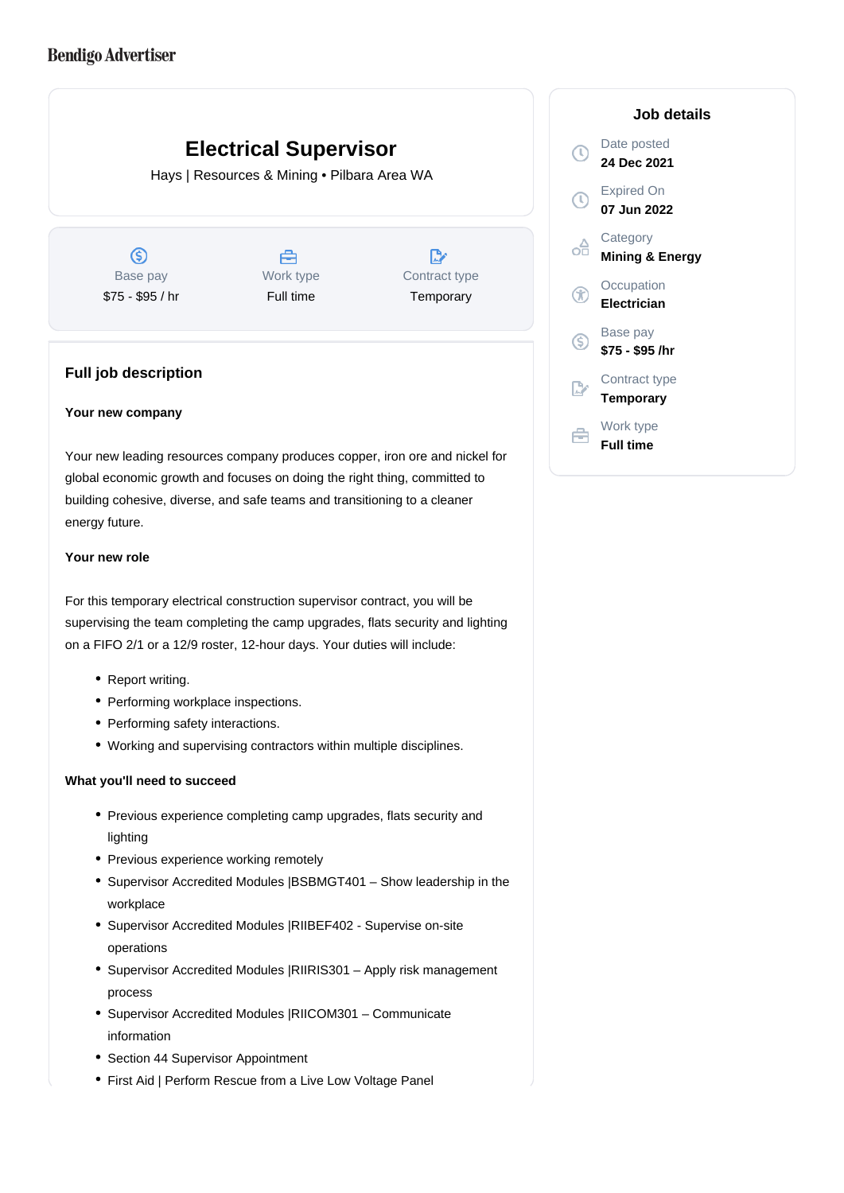Bendigo Advertiser

# Electrical Supervisor

Hays | Resources & Mining • Pilbara Area WA

| Base pay | Work type | Contract type |
|---|---|---|
| $75 - $95 / hr | Full time | Temporary |

## Job details

Date posted
**24 Dec 2021**

Expired On
**07 Jun 2022**

Category
**Mining & Energy**

Occupation
**Electrician**

Base pay
**$75 - $95 /hr**

Contract type
**Temporary**

Work type
**Full time**

## Full job description

**Your new company**

Your new leading resources company produces copper, iron ore and nickel for global economic growth and focuses on doing the right thing, committed to building cohesive, diverse, and safe teams and transitioning to a cleaner energy future.

**Your new role**

For this temporary electrical construction supervisor contract, you will be supervising the team completing the camp upgrades, flats security and lighting on a FIFO 2/1 or a 12/9 roster, 12-hour days. Your duties will include:

- Report writing.
- Performing workplace inspections.
- Performing safety interactions.
- Working and supervising contractors within multiple disciplines.

**What you'll need to succeed**

- Previous experience completing camp upgrades, flats security and lighting
- Previous experience working remotely
- Supervisor Accredited Modules |BSBMGT401 – Show leadership in the workplace
- Supervisor Accredited Modules |RIIBEF402 - Supervise on-site operations
- Supervisor Accredited Modules |RIIRIS301 – Apply risk management process
- Supervisor Accredited Modules |RIICOM301 – Communicate information
- Section 44 Supervisor Appointment
- First Aid | Perform Rescue from a Live Low Voltage Panel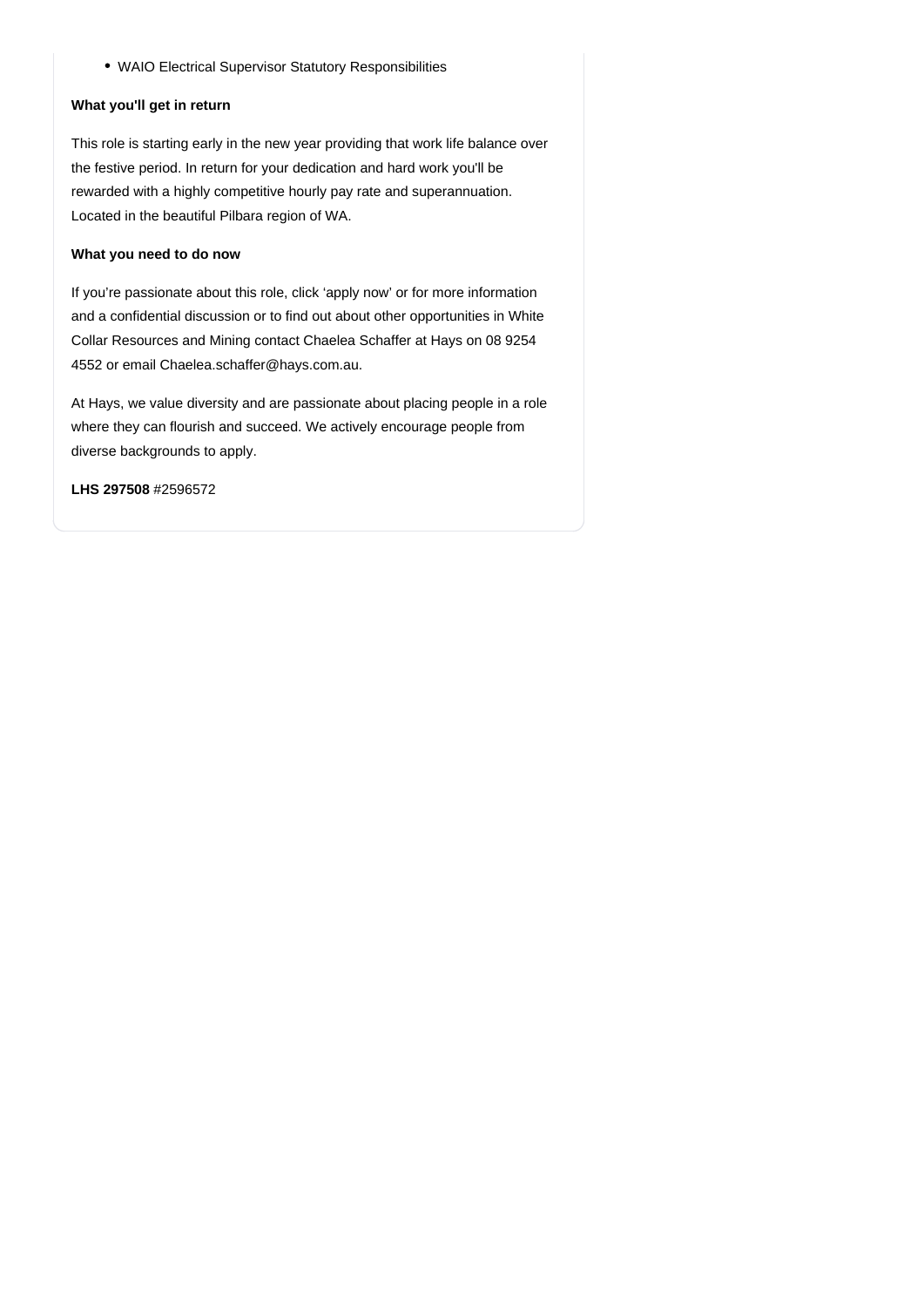- WAIO Electrical Supervisor Statutory Responsibilities

**What you'll get in return**

This role is starting early in the new year providing that work life balance over the festive period. In return for your dedication and hard work you'll be rewarded with a highly competitive hourly pay rate and superannuation. Located in the beautiful Pilbara region of WA.

**What you need to do now**

If you're passionate about this role, click 'apply now' or for more information and a confidential discussion or to find out about other opportunities in White Collar Resources and Mining contact Chaelea Schaffer at Hays on 08 9254 4552 or email Chaelea.schaffer@hays.com.au.

At Hays, we value diversity and are passionate about placing people in a role where they can flourish and succeed. We actively encourage people from diverse backgrounds to apply.

**LHS 297508** #2596572